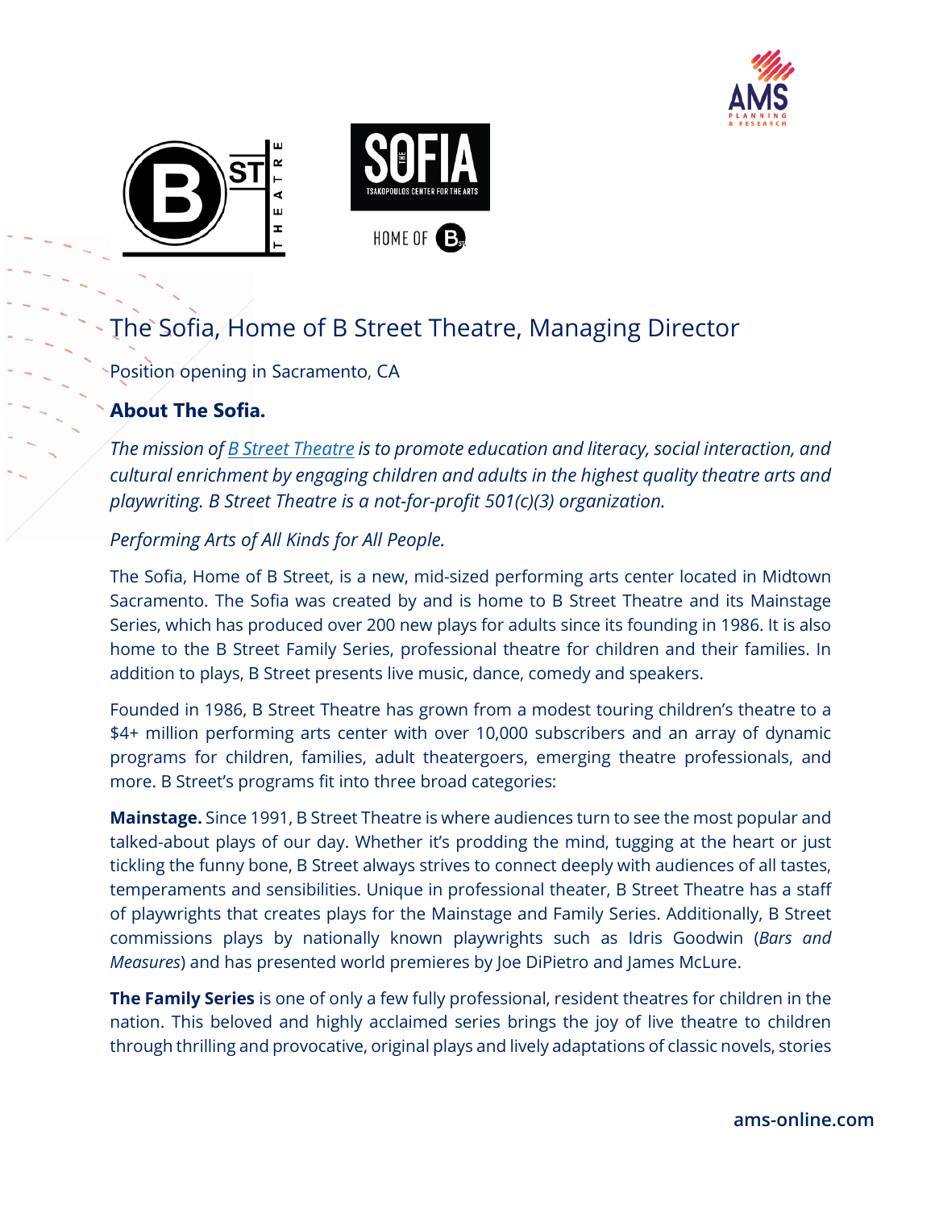# The Sofia, Home of B Street Theatre, Managing Director

Position opening in Sacramento, CA

## About The Sofia.

*The mission of [B Street Theatre](#) is to promote education and literacy, social interaction, and cultural enrichment by engaging children and adults in the highest quality theatre arts and playwriting. B Street Theatre is a not-for-profit 501(c)(3) organization.*

*Performing Arts of All Kinds for All People.*

The Sofia, Home of B Street, is a new, mid-sized performing arts center located in Midtown Sacramento. The Sofia was created by and is home to B Street Theatre and its Mainstage Series, which has produced over 200 new plays for adults since its founding in 1986. It is also home to the B Street Family Series, professional theatre for children and their families. In addition to plays, B Street presents live music, dance, comedy and speakers.

Founded in 1986, B Street Theatre has grown from a modest touring children's theatre to a $4+ million performing arts center with over 10,000 subscribers and an array of dynamic programs for children, families, adult theatergoers, emerging theatre professionals, and more. B Street's programs fit into three broad categories:

**Mainstage.** Since 1991, B Street Theatre is where audiences turn to see the most popular and talked-about plays of our day. Whether it's prodding the mind, tugging at the heart or just tickling the funny bone, B Street always strives to connect deeply with audiences of all tastes, temperaments and sensibilities. Unique in professional theater, B Street Theatre has a staff of playwrights that creates plays for the Mainstage and Family Series. Additionally, B Street commissions plays by nationally known playwrights such as Idris Goodwin (*Bars and Measures*) and has presented world premieres by Joe DiPietro and James McLure.

**The Family Series** is one of only a few fully professional, resident theatres for children in the nation. This beloved and highly acclaimed series brings the joy of live theatre to children through thrilling and provocative, original plays and lively adaptations of classic novels, stories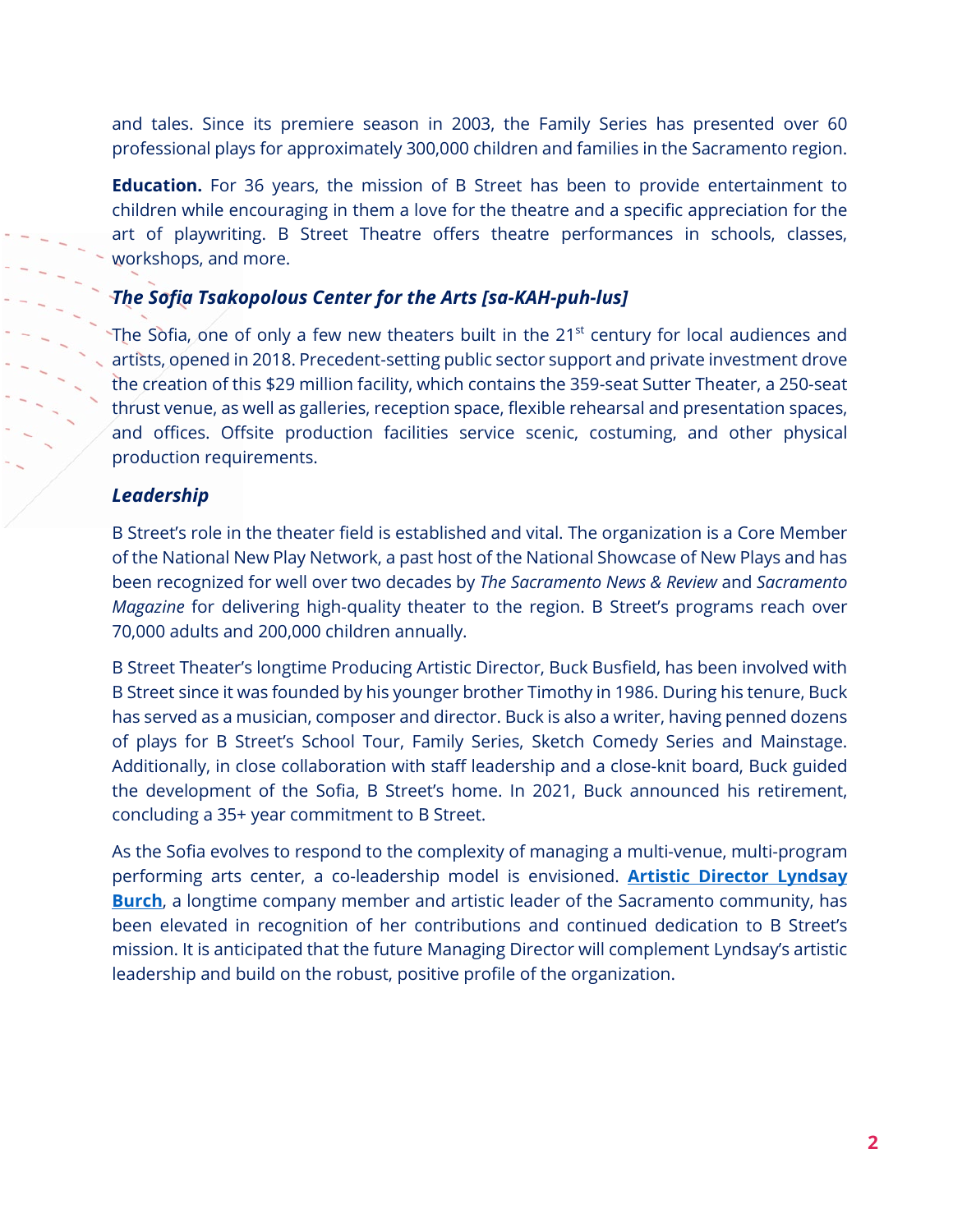and tales. Since its premiere season in 2003, the Family Series has presented over 60 professional plays for approximately 300,000 children and families in the Sacramento region.

**Education.** For 36 years, the mission of B Street has been to provide entertainment to children while encouraging in them a love for the theatre and a specific appreciation for the art of playwriting. B Street Theatre offers theatre performances in schools, classes, workshops, and more.

### *The Sofia Tsakopolous Center for the Arts [sa-KAH-puh-lus]*

The Sofia, one of only a few new theaters built in the 21st century for local audiences and artists, opened in 2018. Precedent-setting public sector support and private investment drove the creation of this $29 million facility, which contains the 359-seat Sutter Theater, a 250-seat thrust venue, as well as galleries, reception space, flexible rehearsal and presentation spaces, and offices. Offsite production facilities service scenic, costuming, and other physical production requirements.

### *Leadership*

B Street's role in the theater field is established and vital. The organization is a Core Member of the National New Play Network, a past host of the National Showcase of New Plays and has been recognized for well over two decades by *The Sacramento News & Review* and *Sacramento Magazine* for delivering high-quality theater to the region. B Street's programs reach over 70,000 adults and 200,000 children annually.

B Street Theater's longtime Producing Artistic Director, Buck Busfield, has been involved with B Street since it was founded by his younger brother Timothy in 1986. During his tenure, Buck has served as a musician, composer and director. Buck is also a writer, having penned dozens of plays for B Street's School Tour, Family Series, Sketch Comedy Series and Mainstage. Additionally, in close collaboration with staff leadership and a close-knit board, Buck guided the development of the Sofia, B Street's home. In 2021, Buck announced his retirement, concluding a 35+ year commitment to B Street.

As the Sofia evolves to respond to the complexity of managing a multi-venue, multi-program performing arts center, a co-leadership model is envisioned. **Artistic Director Lyndsay Burch**, a longtime company member and artistic leader of the Sacramento community, has been elevated in recognition of her contributions and continued dedication to B Street's mission. It is anticipated that the future Managing Director will complement Lyndsay's artistic leadership and build on the robust, positive profile of the organization.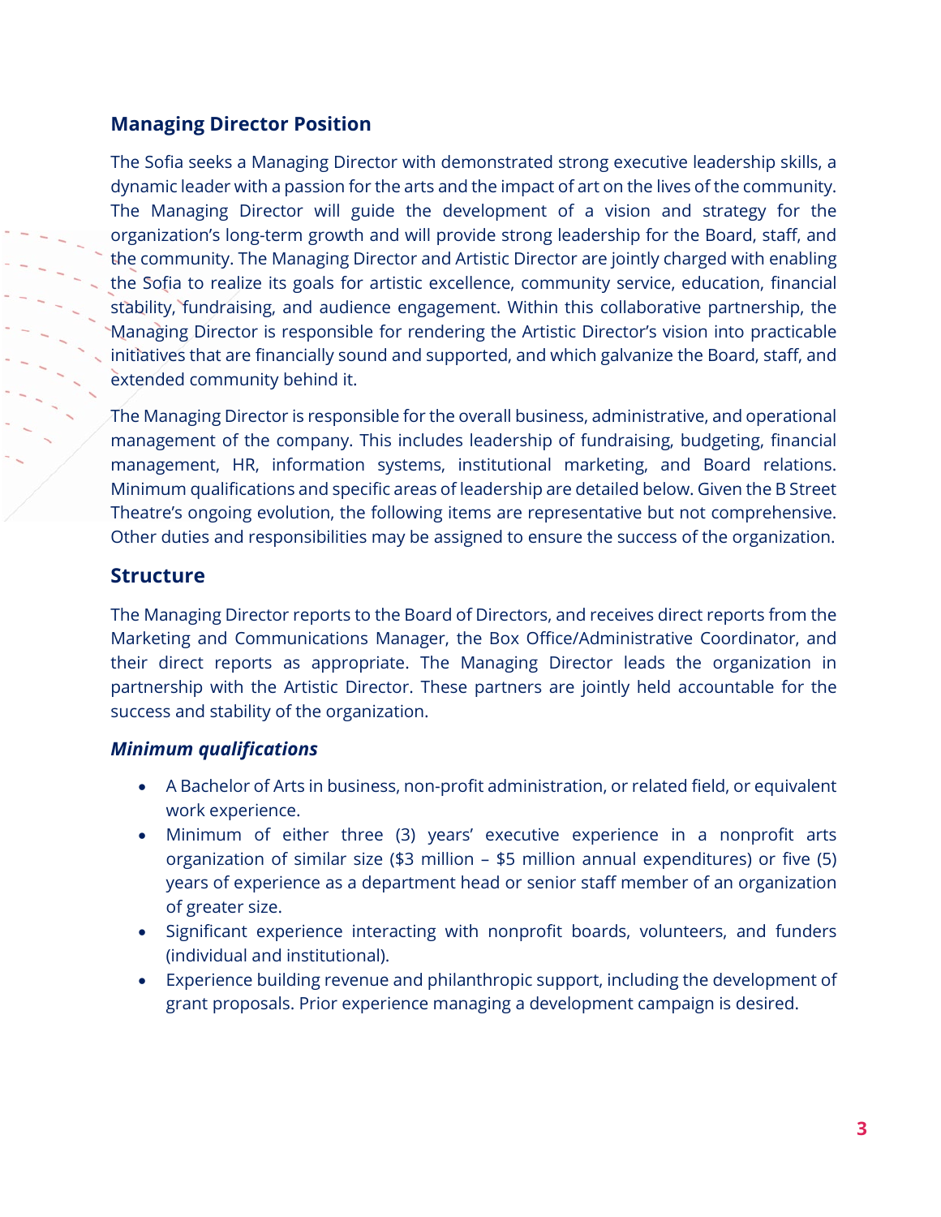## Managing Director Position

The Sofia seeks a Managing Director with demonstrated strong executive leadership skills, a dynamic leader with a passion for the arts and the impact of art on the lives of the community. The Managing Director will guide the development of a vision and strategy for the organization's long-term growth and will provide strong leadership for the Board, staff, and the community. The Managing Director and Artistic Director are jointly charged with enabling the Sofia to realize its goals for artistic excellence, community service, education, financial stability, fundraising, and audience engagement. Within this collaborative partnership, the Managing Director is responsible for rendering the Artistic Director's vision into practicable initiatives that are financially sound and supported, and which galvanize the Board, staff, and extended community behind it.

The Managing Director is responsible for the overall business, administrative, and operational management of the company. This includes leadership of fundraising, budgeting, financial management, HR, information systems, institutional marketing, and Board relations. Minimum qualifications and specific areas of leadership are detailed below. Given the B Street Theatre's ongoing evolution, the following items are representative but not comprehensive. Other duties and responsibilities may be assigned to ensure the success of the organization.

## Structure

The Managing Director reports to the Board of Directors, and receives direct reports from the Marketing and Communications Manager, the Box Office/Administrative Coordinator, and their direct reports as appropriate. The Managing Director leads the organization in partnership with the Artistic Director. These partners are jointly held accountable for the success and stability of the organization.

### *Minimum qualifications*

- A Bachelor of Arts in business, non-profit administration, or related field, or equivalent work experience.
- Minimum of either three (3) years' executive experience in a nonprofit arts organization of similar size ($3 million – $5 million annual expenditures) or five (5) years of experience as a department head or senior staff member of an organization of greater size.
- Significant experience interacting with nonprofit boards, volunteers, and funders (individual and institutional).
- Experience building revenue and philanthropic support, including the development of grant proposals. Prior experience managing a development campaign is desired.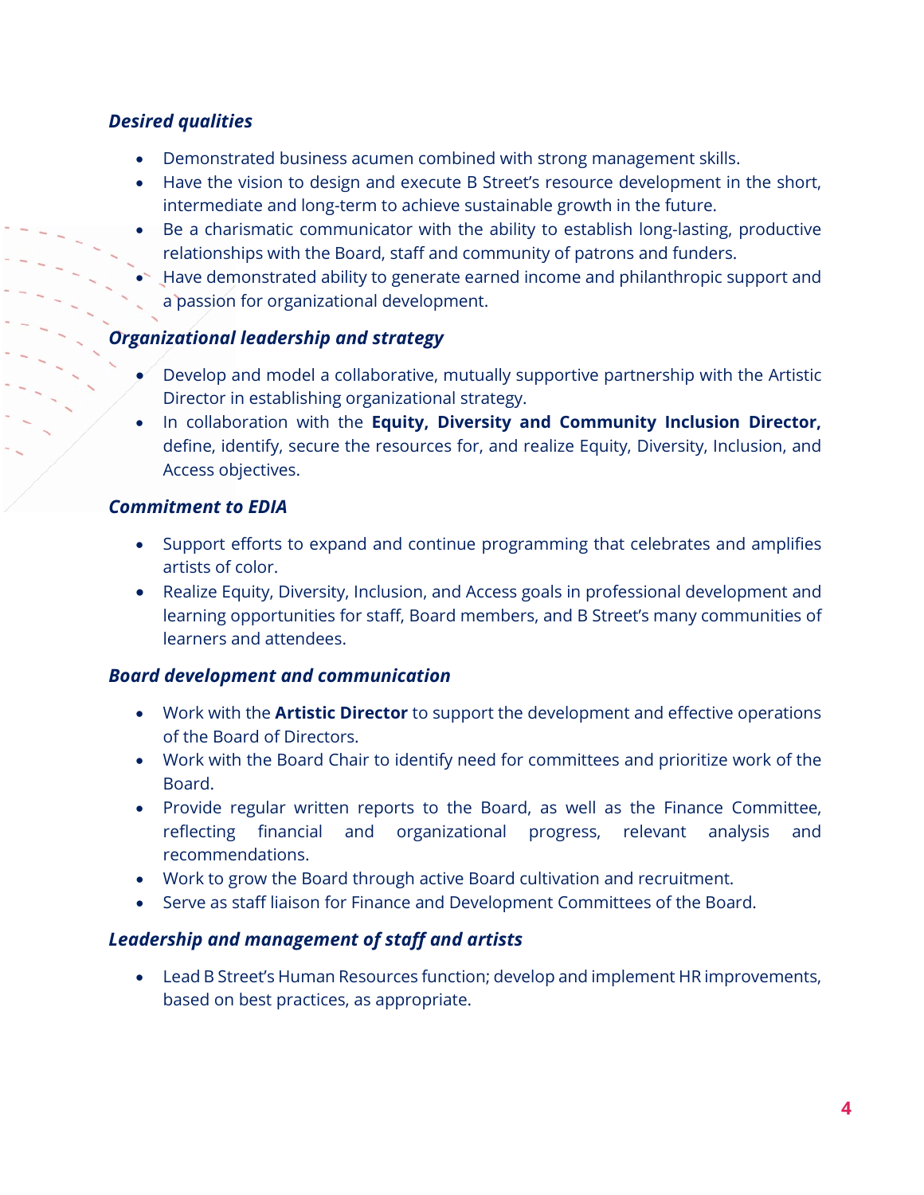### *Desired qualities*

- Demonstrated business acumen combined with strong management skills.
- Have the vision to design and execute B Street's resource development in the short, intermediate and long-term to achieve sustainable growth in the future.
- Be a charismatic communicator with the ability to establish long-lasting, productive relationships with the Board, staff and community of patrons and funders.
- Have demonstrated ability to generate earned income and philanthropic support and a passion for organizational development.

### *Organizational leadership and strategy*

- Develop and model a collaborative, mutually supportive partnership with the Artistic Director in establishing organizational strategy.
- In collaboration with the **Equity, Diversity and Community Inclusion Director,** define, identify, secure the resources for, and realize Equity, Diversity, Inclusion, and Access objectives.

### *Commitment to EDIA*

- Support efforts to expand and continue programming that celebrates and amplifies artists of color.
- Realize Equity, Diversity, Inclusion, and Access goals in professional development and learning opportunities for staff, Board members, and B Street's many communities of learners and attendees.

### *Board development and communication*

- Work with the **Artistic Director** to support the development and effective operations of the Board of Directors.
- Work with the Board Chair to identify need for committees and prioritize work of the Board.
- Provide regular written reports to the Board, as well as the Finance Committee, reflecting financial and organizational progress, relevant analysis and recommendations.
- Work to grow the Board through active Board cultivation and recruitment.
- Serve as staff liaison for Finance and Development Committees of the Board.

### *Leadership and management of staff and artists*

- Lead B Street's Human Resources function; develop and implement HR improvements, based on best practices, as appropriate.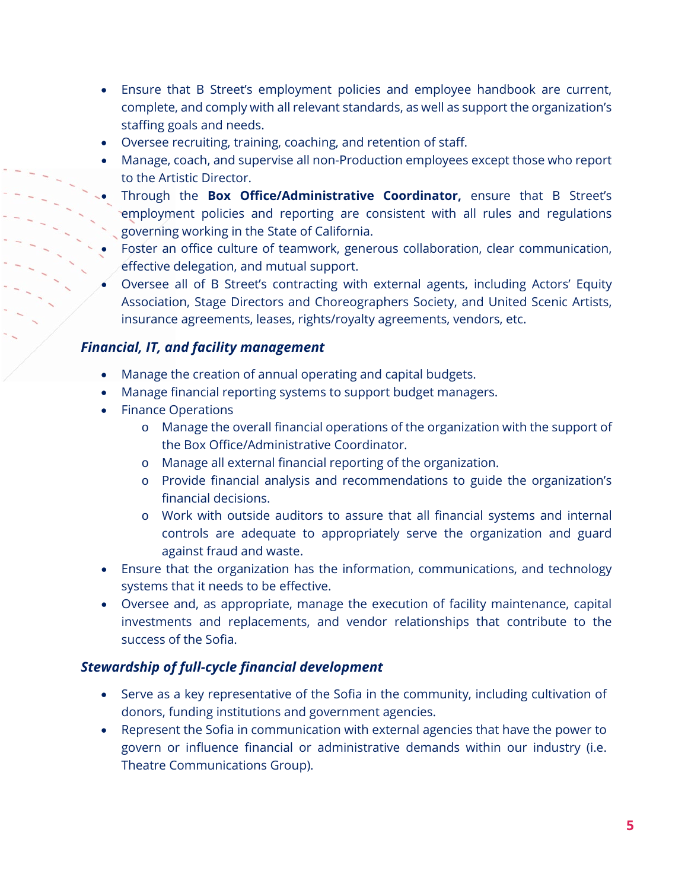- Ensure that B Street's employment policies and employee handbook are current, complete, and comply with all relevant standards, as well as support the organization's staffing goals and needs.
- Oversee recruiting, training, coaching, and retention of staff.
- Manage, coach, and supervise all non-Production employees except those who report to the Artistic Director.
- Through the **Box Office/Administrative Coordinator,** ensure that B Street's employment policies and reporting are consistent with all rules and regulations governing working in the State of California.
- Foster an office culture of teamwork, generous collaboration, clear communication, effective delegation, and mutual support.
- Oversee all of B Street's contracting with external agents, including Actors' Equity Association, Stage Directors and Choreographers Society, and United Scenic Artists, insurance agreements, leases, rights/royalty agreements, vendors, etc.

### *Financial, IT, and facility management*

- Manage the creation of annual operating and capital budgets.
- Manage financial reporting systems to support budget managers.
- Finance Operations
  - Manage the overall financial operations of the organization with the support of the Box Office/Administrative Coordinator.
  - Manage all external financial reporting of the organization.
  - Provide financial analysis and recommendations to guide the organization's financial decisions.
  - Work with outside auditors to assure that all financial systems and internal controls are adequate to appropriately serve the organization and guard against fraud and waste.
- Ensure that the organization has the information, communications, and technology systems that it needs to be effective.
- Oversee and, as appropriate, manage the execution of facility maintenance, capital investments and replacements, and vendor relationships that contribute to the success of the Sofia.

### *Stewardship of full-cycle financial development*

- Serve as a key representative of the Sofia in the community, including cultivation of donors, funding institutions and government agencies.
- Represent the Sofia in communication with external agencies that have the power to govern or influence financial or administrative demands within our industry (i.e. Theatre Communications Group).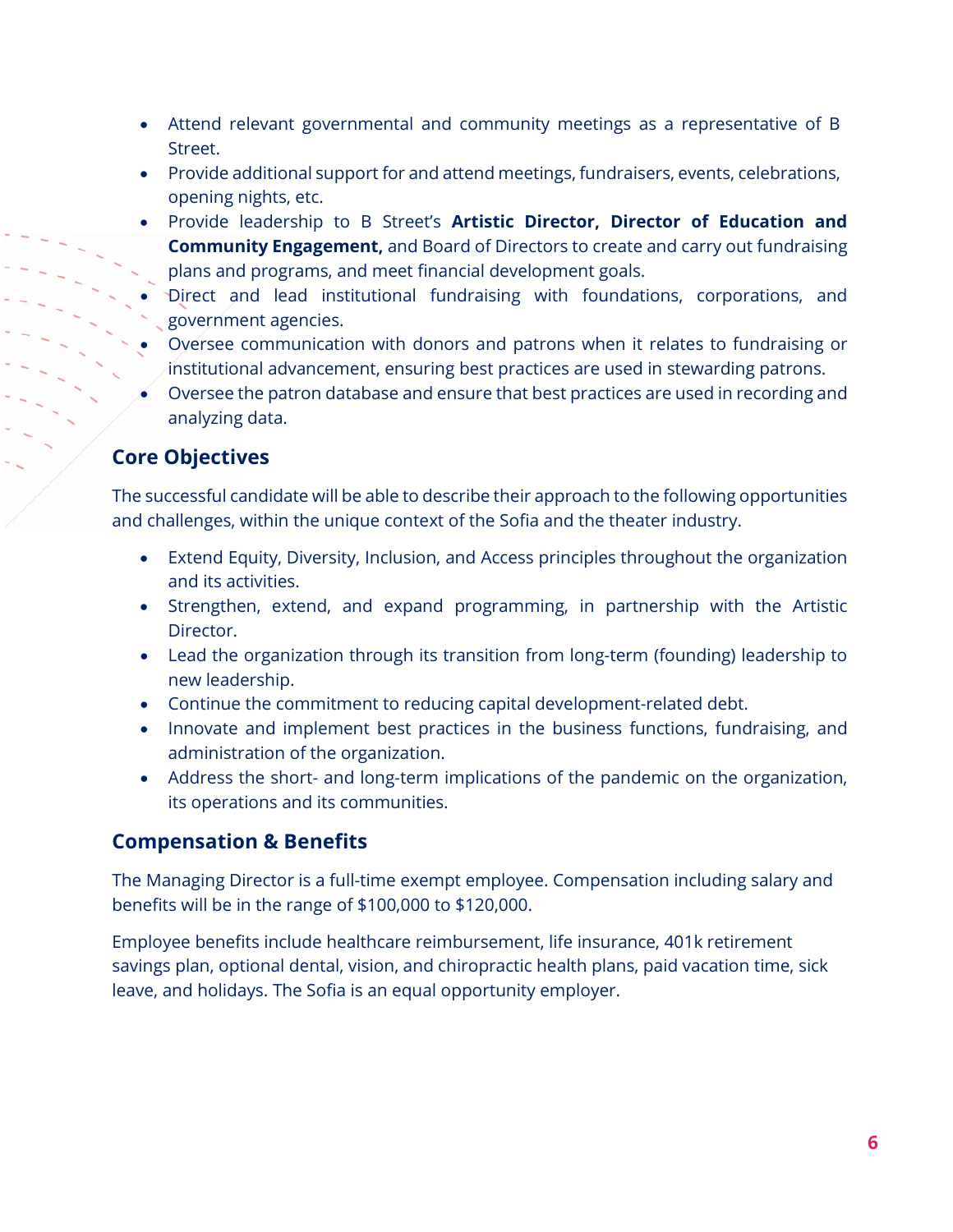- Attend relevant governmental and community meetings as a representative of B Street.
- Provide additional support for and attend meetings, fundraisers, events, celebrations, opening nights, etc.
- Provide leadership to B Street's **Artistic Director, Director of Education and Community Engagement,** and Board of Directors to create and carry out fundraising plans and programs, and meet financial development goals.
- Direct and lead institutional fundraising with foundations, corporations, and government agencies.
- Oversee communication with donors and patrons when it relates to fundraising or institutional advancement, ensuring best practices are used in stewarding patrons.
- Oversee the patron database and ensure that best practices are used in recording and analyzing data.

## Core Objectives

The successful candidate will be able to describe their approach to the following opportunities and challenges, within the unique context of the Sofia and the theater industry.

- Extend Equity, Diversity, Inclusion, and Access principles throughout the organization and its activities.
- Strengthen, extend, and expand programming, in partnership with the Artistic Director.
- Lead the organization through its transition from long-term (founding) leadership to new leadership.
- Continue the commitment to reducing capital development-related debt.
- Innovate and implement best practices in the business functions, fundraising, and administration of the organization.
- Address the short- and long-term implications of the pandemic on the organization, its operations and its communities.

## Compensation & Benefits

The Managing Director is a full-time exempt employee. Compensation including salary and benefits will be in the range of $100,000 to $120,000.

Employee benefits include healthcare reimbursement, life insurance, 401k retirement savings plan, optional dental, vision, and chiropractic health plans, paid vacation time, sick leave, and holidays. The Sofia is an equal opportunity employer.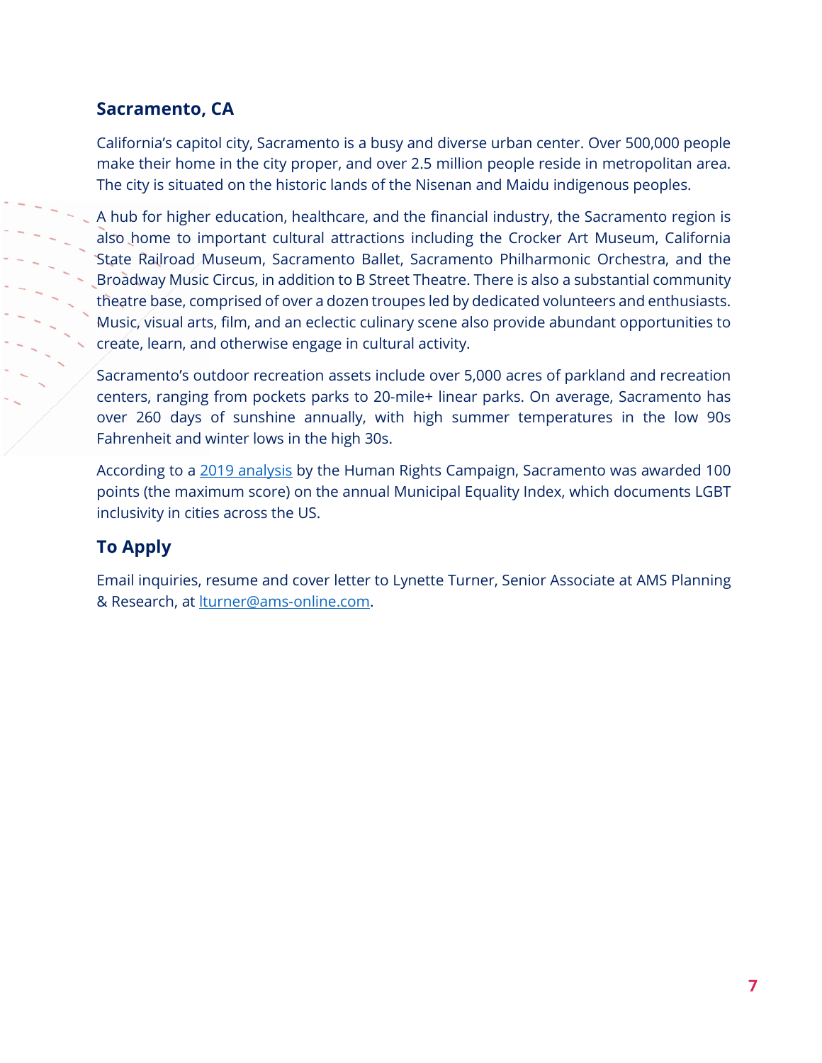## Sacramento, CA

California's capitol city, Sacramento is a busy and diverse urban center. Over 500,000 people make their home in the city proper, and over 2.5 million people reside in metropolitan area. The city is situated on the historic lands of the Nisenan and Maidu indigenous peoples.

A hub for higher education, healthcare, and the financial industry, the Sacramento region is also home to important cultural attractions including the Crocker Art Museum, California State Railroad Museum, Sacramento Ballet, Sacramento Philharmonic Orchestra, and the Broadway Music Circus, in addition to B Street Theatre. There is also a substantial community theatre base, comprised of over a dozen troupes led by dedicated volunteers and enthusiasts. Music, visual arts, film, and an eclectic culinary scene also provide abundant opportunities to create, learn, and otherwise engage in cultural activity.

Sacramento's outdoor recreation assets include over 5,000 acres of parkland and recreation centers, ranging from pockets parks to 20-mile+ linear parks. On average, Sacramento has over 260 days of sunshine annually, with high summer temperatures in the low 90s Fahrenheit and winter lows in the high 30s.

According to a 2019 analysis by the Human Rights Campaign, Sacramento was awarded 100 points (the maximum score) on the annual Municipal Equality Index, which documents LGBT inclusivity in cities across the US.

## To Apply

Email inquiries, resume and cover letter to Lynette Turner, Senior Associate at AMS Planning & Research, at lturner@ams-online.com.